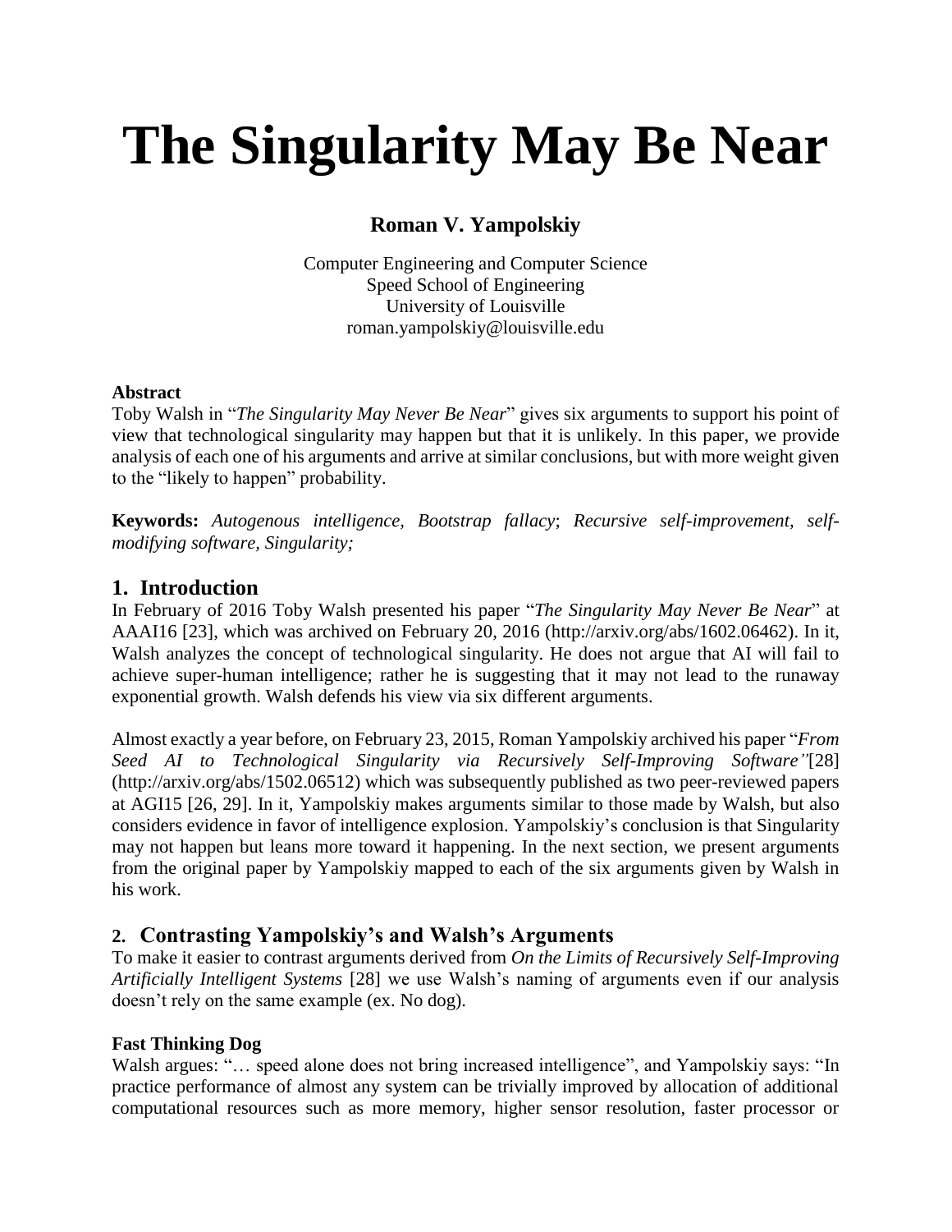# The Singularity May Be Near

**Roman V. Yampolskiy**

Computer Engineering and Computer Science
Speed School of Engineering
University of Louisville
roman.yampolskiy@louisville.edu

**Abstract**
Toby Walsh in "*The Singularity May Never Be Near*" gives six arguments to support his point of view that technological singularity may happen but that it is unlikely. In this paper, we provide analysis of each one of his arguments and arrive at similar conclusions, but with more weight given to the "likely to happen" probability.

**Keywords:** *Autogenous intelligence, Bootstrap fallacy*; *Recursive self-improvement, self-modifying software, Singularity;*

## 1. Introduction

In February of 2016 Toby Walsh presented his paper "*The Singularity May Never Be Near*" at AAAI16 [23], which was archived on February 20, 2016 (http://arxiv.org/abs/1602.06462). In it, Walsh analyzes the concept of technological singularity. He does not argue that AI will fail to achieve super-human intelligence; rather he is suggesting that it may not lead to the runaway exponential growth. Walsh defends his view via six different arguments.

Almost exactly a year before, on February 23, 2015, Roman Yampolskiy archived his paper "*From Seed AI to Technological Singularity via Recursively Self-Improving Software"*[28] (http://arxiv.org/abs/1502.06512) which was subsequently published as two peer-reviewed papers at AGI15 [26, 29]. In it, Yampolskiy makes arguments similar to those made by Walsh, but also considers evidence in favor of intelligence explosion. Yampolskiy's conclusion is that Singularity may not happen but leans more toward it happening. In the next section, we present arguments from the original paper by Yampolskiy mapped to each of the six arguments given by Walsh in his work.

## 2. Contrasting Yampolskiy's and Walsh's Arguments

To make it easier to contrast arguments derived from *On the Limits of Recursively Self-Improving Artificially Intelligent Systems* [28] we use Walsh's naming of arguments even if our analysis doesn't rely on the same example (ex. No dog).

### Fast Thinking Dog

Walsh argues: "… speed alone does not bring increased intelligence", and Yampolskiy says: "In practice performance of almost any system can be trivially improved by allocation of additional computational resources such as more memory, higher sensor resolution, faster processor or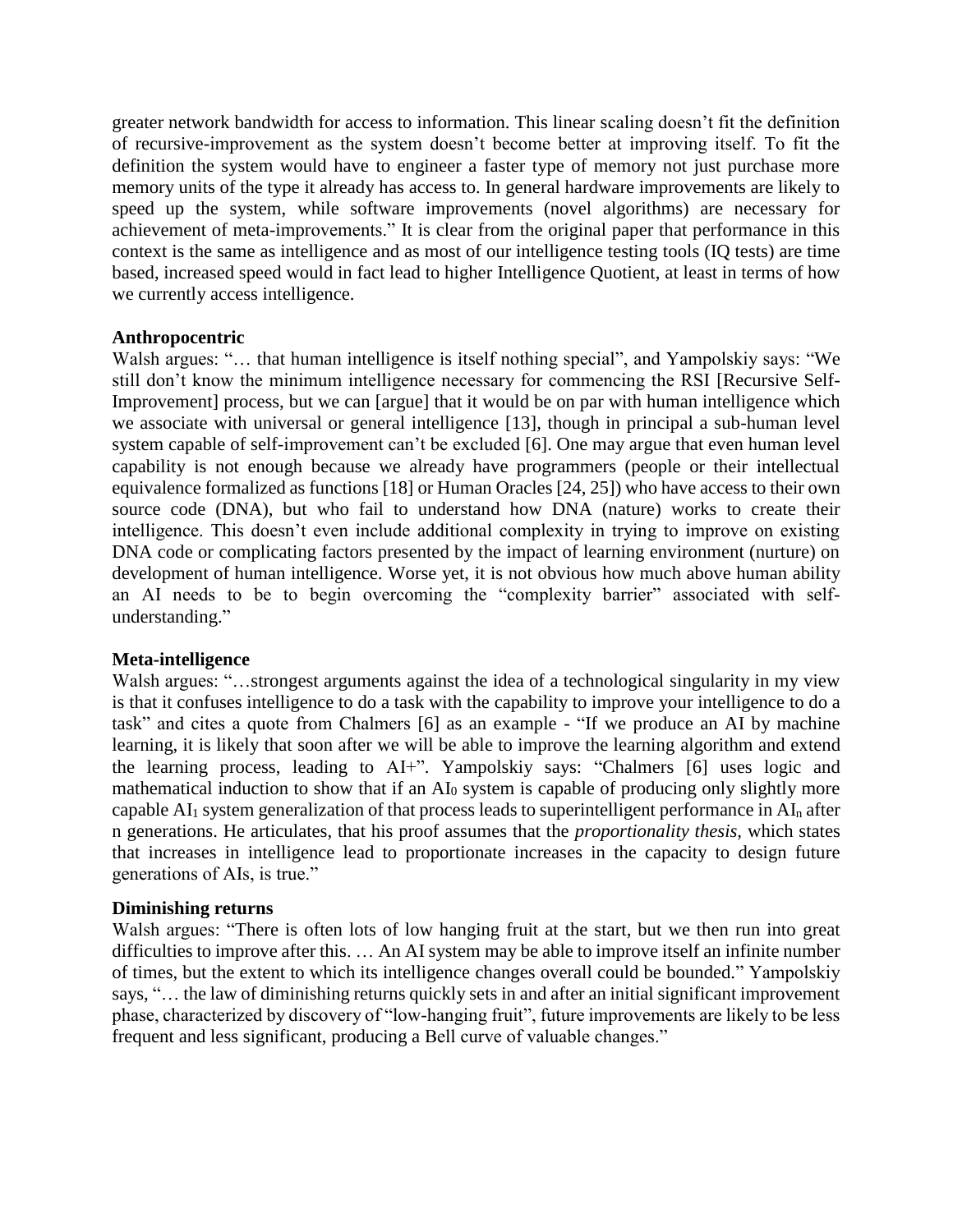greater network bandwidth for access to information. This linear scaling doesn't fit the definition of recursive-improvement as the system doesn't become better at improving itself. To fit the definition the system would have to engineer a faster type of memory not just purchase more memory units of the type it already has access to. In general hardware improvements are likely to speed up the system, while software improvements (novel algorithms) are necessary for achievement of meta-improvements." It is clear from the original paper that performance in this context is the same as intelligence and as most of our intelligence testing tools (IQ tests) are time based, increased speed would in fact lead to higher Intelligence Quotient, at least in terms of how we currently access intelligence.

**Anthropocentric**

Walsh argues: "… that human intelligence is itself nothing special", and Yampolskiy says: "We still don't know the minimum intelligence necessary for commencing the RSI [Recursive Self-Improvement] process, but we can [argue] that it would be on par with human intelligence which we associate with universal or general intelligence [13], though in principal a sub-human level system capable of self-improvement can't be excluded [6]. One may argue that even human level capability is not enough because we already have programmers (people or their intellectual equivalence formalized as functions [18] or Human Oracles [24, 25]) who have access to their own source code (DNA), but who fail to understand how DNA (nature) works to create their intelligence. This doesn't even include additional complexity in trying to improve on existing DNA code or complicating factors presented by the impact of learning environment (nurture) on development of human intelligence. Worse yet, it is not obvious how much above human ability an AI needs to be to begin overcoming the "complexity barrier" associated with self-understanding."

**Meta-intelligence**

Walsh argues: "…strongest arguments against the idea of a technological singularity in my view is that it confuses intelligence to do a task with the capability to improve your intelligence to do a task" and cites a quote from Chalmers [6] as an example - "If we produce an AI by machine learning, it is likely that soon after we will be able to improve the learning algorithm and extend the learning process, leading to AI+". Yampolskiy says: "Chalmers [6] uses logic and mathematical induction to show that if an $AI_0$ system is capable of producing only slightly more capable $AI_1$ system generalization of that process leads to superintelligent performance in $AI_n$ after n generations. He articulates, that his proof assumes that the *proportionality thesis*, which states that increases in intelligence lead to proportionate increases in the capacity to design future generations of AIs, is true."

**Diminishing returns**

Walsh argues: "There is often lots of low hanging fruit at the start, but we then run into great difficulties to improve after this. … An AI system may be able to improve itself an infinite number of times, but the extent to which its intelligence changes overall could be bounded." Yampolskiy says, "… the law of diminishing returns quickly sets in and after an initial significant improvement phase, characterized by discovery of "low-hanging fruit", future improvements are likely to be less frequent and less significant, producing a Bell curve of valuable changes."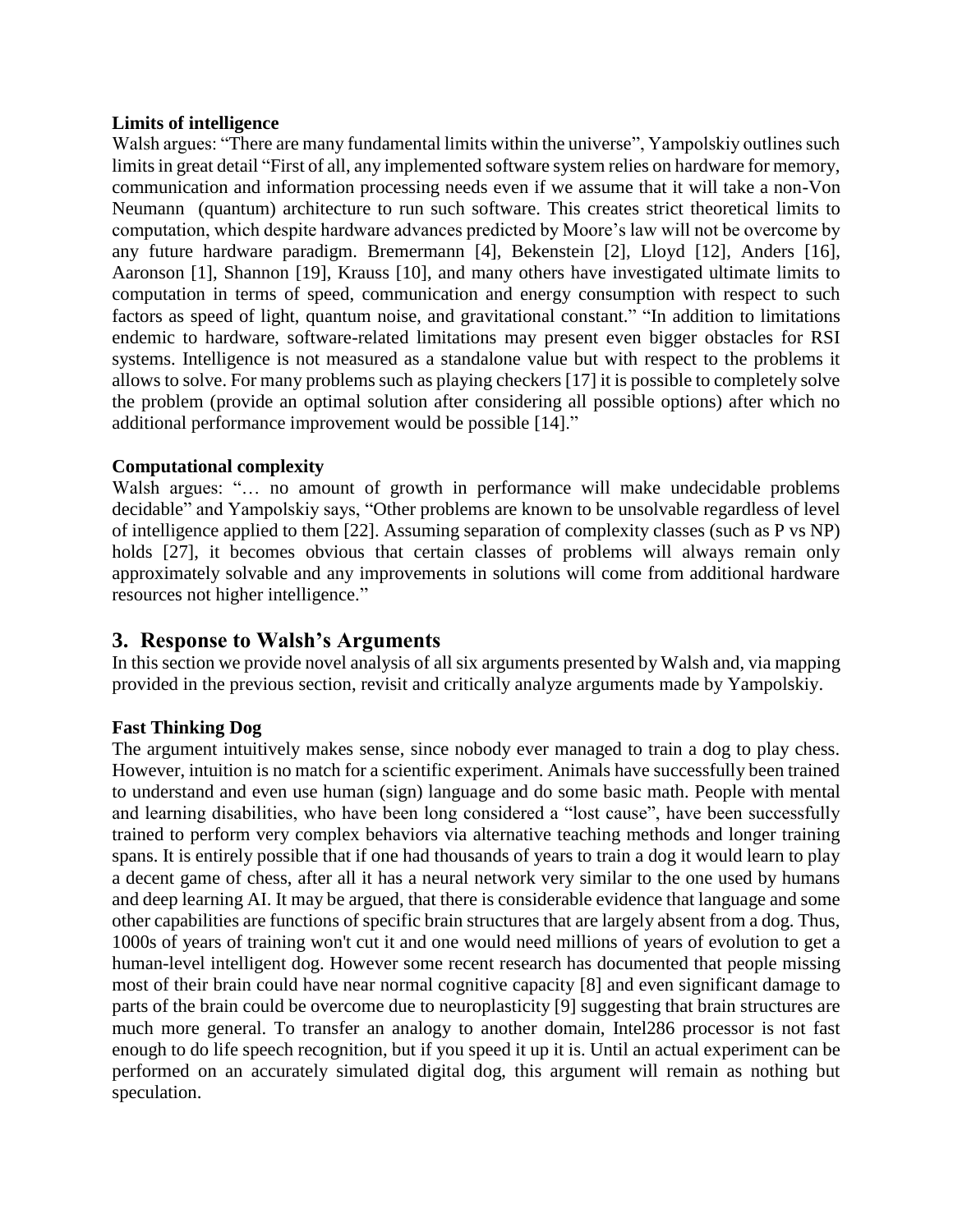**Limits of intelligence**

Walsh argues: "There are many fundamental limits within the universe", Yampolskiy outlines such limits in great detail "First of all, any implemented software system relies on hardware for memory, communication and information processing needs even if we assume that it will take a non-Von Neumann (quantum) architecture to run such software. This creates strict theoretical limits to computation, which despite hardware advances predicted by Moore's law will not be overcome by any future hardware paradigm. Bremermann [4], Bekenstein [2], Lloyd [12], Anders [16], Aaronson [1], Shannon [19], Krauss [10], and many others have investigated ultimate limits to computation in terms of speed, communication and energy consumption with respect to such factors as speed of light, quantum noise, and gravitational constant." "In addition to limitations endemic to hardware, software-related limitations may present even bigger obstacles for RSI systems. Intelligence is not measured as a standalone value but with respect to the problems it allows to solve. For many problems such as playing checkers [17] it is possible to completely solve the problem (provide an optimal solution after considering all possible options) after which no additional performance improvement would be possible [14]."

**Computational complexity**

Walsh argues: "… no amount of growth in performance will make undecidable problems decidable" and Yampolskiy says, "Other problems are known to be unsolvable regardless of level of intelligence applied to them [22]. Assuming separation of complexity classes (such as P vs NP) holds [27], it becomes obvious that certain classes of problems will always remain only approximately solvable and any improvements in solutions will come from additional hardware resources not higher intelligence."

## 3. Response to Walsh's Arguments

In this section we provide novel analysis of all six arguments presented by Walsh and, via mapping provided in the previous section, revisit and critically analyze arguments made by Yampolskiy.

**Fast Thinking Dog**

The argument intuitively makes sense, since nobody ever managed to train a dog to play chess. However, intuition is no match for a scientific experiment. Animals have successfully been trained to understand and even use human (sign) language and do some basic math. People with mental and learning disabilities, who have been long considered a "lost cause", have been successfully trained to perform very complex behaviors via alternative teaching methods and longer training spans. It is entirely possible that if one had thousands of years to train a dog it would learn to play a decent game of chess, after all it has a neural network very similar to the one used by humans and deep learning AI. It may be argued, that there is considerable evidence that language and some other capabilities are functions of specific brain structures that are largely absent from a dog. Thus, 1000s of years of training won't cut it and one would need millions of years of evolution to get a human-level intelligent dog. However some recent research has documented that people missing most of their brain could have near normal cognitive capacity [8] and even significant damage to parts of the brain could be overcome due to neuroplasticity [9] suggesting that brain structures are much more general. To transfer an analogy to another domain, Intel286 processor is not fast enough to do life speech recognition, but if you speed it up it is. Until an actual experiment can be performed on an accurately simulated digital dog, this argument will remain as nothing but speculation.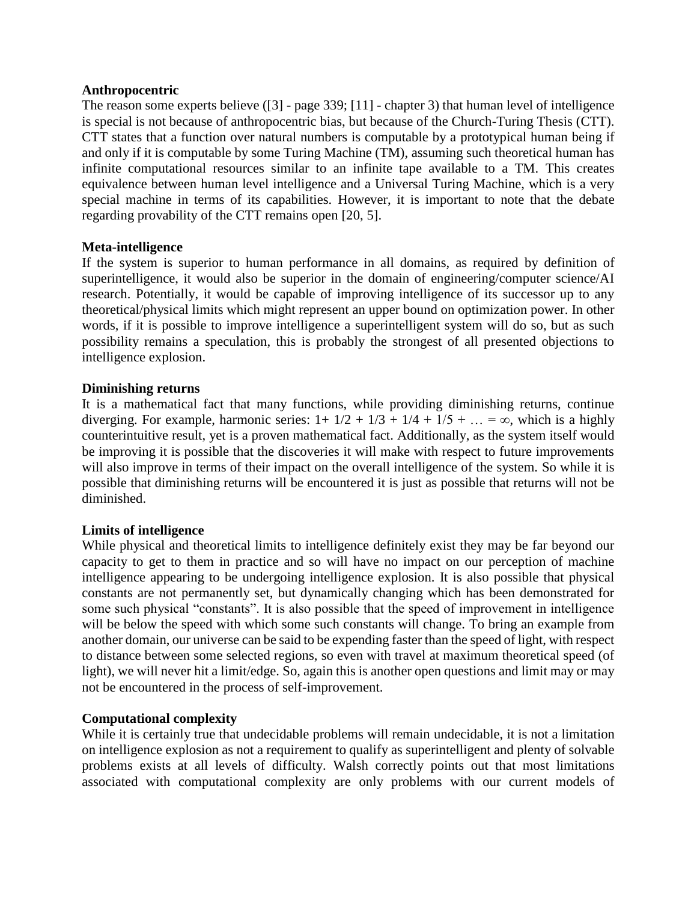**Anthropocentric**

The reason some experts believe ([3] - page 339; [11] - chapter 3) that human level of intelligence is special is not because of anthropocentric bias, but because of the Church-Turing Thesis (CTT). CTT states that a function over natural numbers is computable by a prototypical human being if and only if it is computable by some Turing Machine (TM), assuming such theoretical human has infinite computational resources similar to an infinite tape available to a TM. This creates equivalence between human level intelligence and a Universal Turing Machine, which is a very special machine in terms of its capabilities. However, it is important to note that the debate regarding provability of the CTT remains open [20, 5].

**Meta-intelligence**

If the system is superior to human performance in all domains, as required by definition of superintelligence, it would also be superior in the domain of engineering/computer science/AI research. Potentially, it would be capable of improving intelligence of its successor up to any theoretical/physical limits which might represent an upper bound on optimization power. In other words, if it is possible to improve intelligence a superintelligent system will do so, but as such possibility remains a speculation, this is probably the strongest of all presented objections to intelligence explosion.

**Diminishing returns**

It is a mathematical fact that many functions, while providing diminishing returns, continue diverging. For example, harmonic series: $1 + 1/2 + 1/3 + 1/4 + 1/5 + \ldots = \infty$, which is a highly counterintuitive result, yet is a proven mathematical fact. Additionally, as the system itself would be improving it is possible that the discoveries it will make with respect to future improvements will also improve in terms of their impact on the overall intelligence of the system. So while it is possible that diminishing returns will be encountered it is just as possible that returns will not be diminished.

**Limits of intelligence**

While physical and theoretical limits to intelligence definitely exist they may be far beyond our capacity to get to them in practice and so will have no impact on our perception of machine intelligence appearing to be undergoing intelligence explosion. It is also possible that physical constants are not permanently set, but dynamically changing which has been demonstrated for some such physical "constants". It is also possible that the speed of improvement in intelligence will be below the speed with which some such constants will change. To bring an example from another domain, our universe can be said to be expending faster than the speed of light, with respect to distance between some selected regions, so even with travel at maximum theoretical speed (of light), we will never hit a limit/edge. So, again this is another open questions and limit may or may not be encountered in the process of self-improvement.

**Computational complexity**

While it is certainly true that undecidable problems will remain undecidable, it is not a limitation on intelligence explosion as not a requirement to qualify as superintelligent and plenty of solvable problems exists at all levels of difficulty. Walsh correctly points out that most limitations associated with computational complexity are only problems with our current models of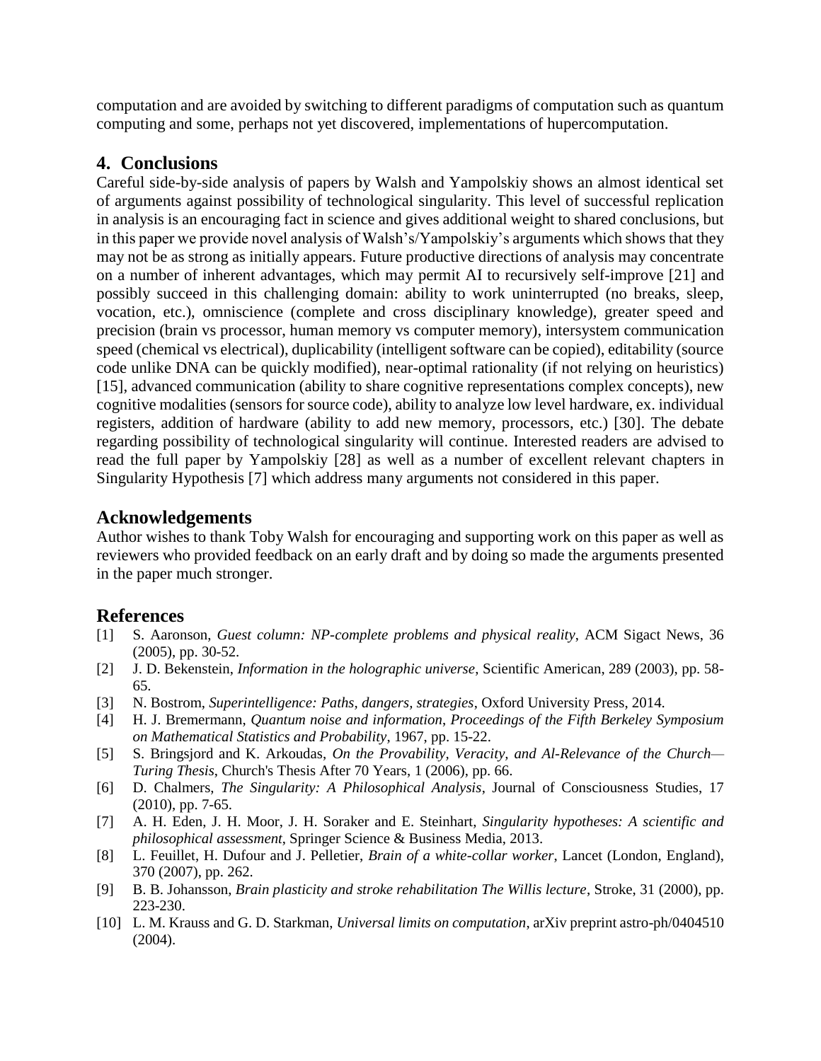computation and are avoided by switching to different paradigms of computation such as quantum computing and some, perhaps not yet discovered, implementations of hupercomputation.

## 4. Conclusions

Careful side-by-side analysis of papers by Walsh and Yampolskiy shows an almost identical set of arguments against possibility of technological singularity. This level of successful replication in analysis is an encouraging fact in science and gives additional weight to shared conclusions, but in this paper we provide novel analysis of Walsh's/Yampolskiy's arguments which shows that they may not be as strong as initially appears. Future productive directions of analysis may concentrate on a number of inherent advantages, which may permit AI to recursively self-improve [21] and possibly succeed in this challenging domain: ability to work uninterrupted (no breaks, sleep, vocation, etc.), omniscience (complete and cross disciplinary knowledge), greater speed and precision (brain vs processor, human memory vs computer memory), intersystem communication speed (chemical vs electrical), duplicability (intelligent software can be copied), editability (source code unlike DNA can be quickly modified), near-optimal rationality (if not relying on heuristics) [15], advanced communication (ability to share cognitive representations complex concepts), new cognitive modalities (sensors for source code), ability to analyze low level hardware, ex. individual registers, addition of hardware (ability to add new memory, processors, etc.) [30]. The debate regarding possibility of technological singularity will continue. Interested readers are advised to read the full paper by Yampolskiy [28] as well as a number of excellent relevant chapters in Singularity Hypothesis [7] which address many arguments not considered in this paper.

## Acknowledgements

Author wishes to thank Toby Walsh for encouraging and supporting work on this paper as well as reviewers who provided feedback on an early draft and by doing so made the arguments presented in the paper much stronger.

## References

[1] S. Aaronson, *Guest column: NP-complete problems and physical reality*, ACM Sigact News, 36 (2005), pp. 30-52.

[2] J. D. Bekenstein, *Information in the holographic universe*, Scientific American, 289 (2003), pp. 58-65.

[3] N. Bostrom, *Superintelligence: Paths, dangers, strategies*, Oxford University Press, 2014.

[4] H. J. Bremermann, *Quantum noise and information*, *Proceedings of the Fifth Berkeley Symposium on Mathematical Statistics and Probability*, 1967, pp. 15-22.

[5] S. Bringsjord and K. Arkoudas, *On the Provability, Veracity, and AI-Relevance of the Church—Turing Thesis*, Church's Thesis After 70 Years, 1 (2006), pp. 66.

[6] D. Chalmers, *The Singularity: A Philosophical Analysis*, Journal of Consciousness Studies, 17 (2010), pp. 7-65.

[7] A. H. Eden, J. H. Moor, J. H. Soraker and E. Steinhart, *Singularity hypotheses: A scientific and philosophical assessment*, Springer Science & Business Media, 2013.

[8] L. Feuillet, H. Dufour and J. Pelletier, *Brain of a white-collar worker*, Lancet (London, England), 370 (2007), pp. 262.

[9] B. B. Johansson, *Brain plasticity and stroke rehabilitation The Willis lecture*, Stroke, 31 (2000), pp. 223-230.

[10] L. M. Krauss and G. D. Starkman, *Universal limits on computation*, arXiv preprint astro-ph/0404510 (2004).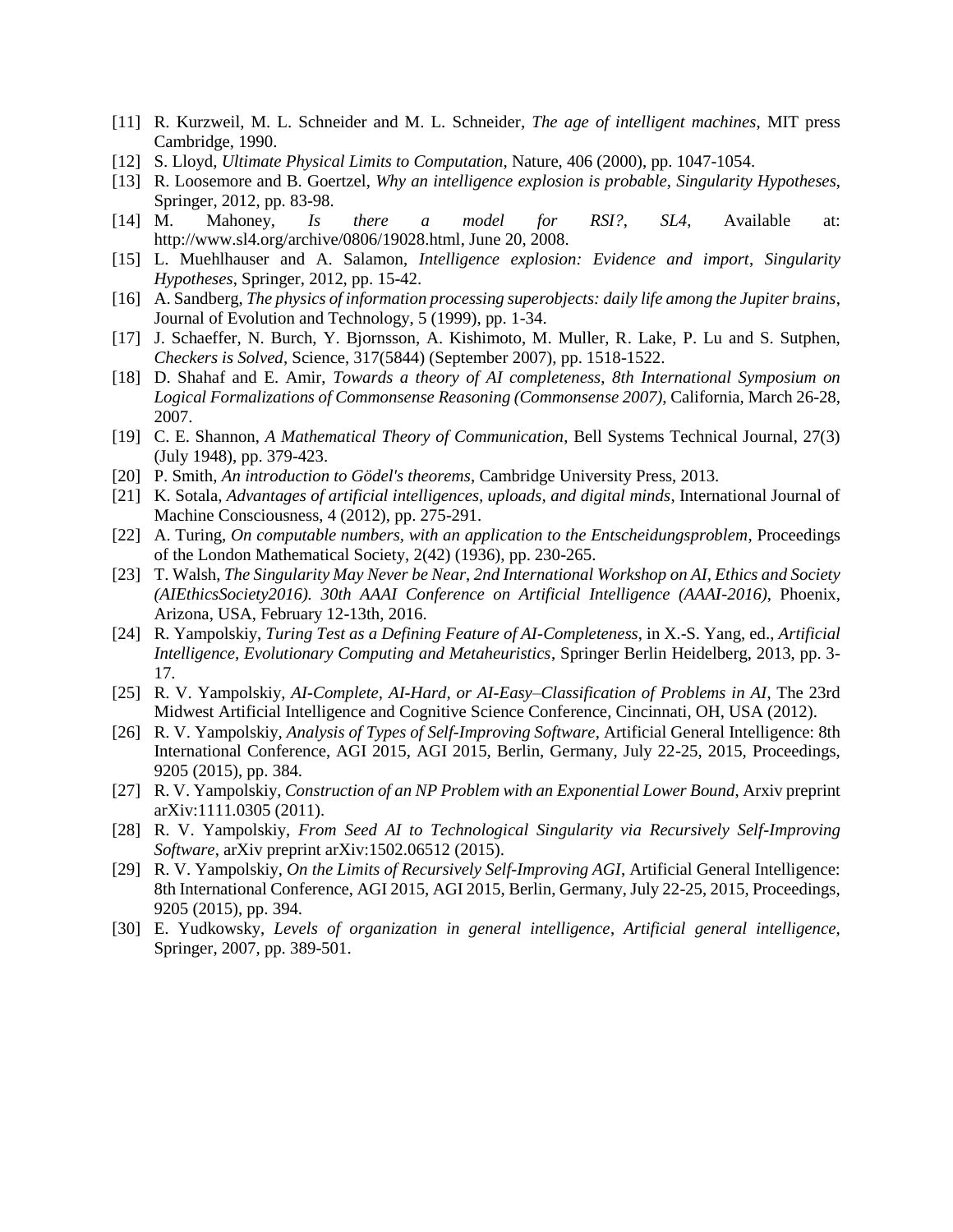[11] R. Kurzweil, M. L. Schneider and M. L. Schneider, *The age of intelligent machines*, MIT press Cambridge, 1990.

[12] S. Lloyd, *Ultimate Physical Limits to Computation*, Nature, 406 (2000), pp. 1047-1054.

[13] R. Loosemore and B. Goertzel, *Why an intelligence explosion is probable*, *Singularity Hypotheses*, Springer, 2012, pp. 83-98.

[14] M. Mahoney, *Is there a model for RSI?*, *SL4*, Available at: http://www.sl4.org/archive/0806/19028.html, June 20, 2008.

[15] L. Muehlhauser and A. Salamon, *Intelligence explosion: Evidence and import*, *Singularity Hypotheses*, Springer, 2012, pp. 15-42.

[16] A. Sandberg, *The physics of information processing superobjects: daily life among the Jupiter brains*, Journal of Evolution and Technology, 5 (1999), pp. 1-34.

[17] J. Schaeffer, N. Burch, Y. Bjornsson, A. Kishimoto, M. Muller, R. Lake, P. Lu and S. Sutphen, *Checkers is Solved*, Science, 317(5844) (September 2007), pp. 1518-1522.

[18] D. Shahaf and E. Amir, *Towards a theory of AI completeness*, *8th International Symposium on Logical Formalizations of Commonsense Reasoning (Commonsense 2007)*, California, March 26-28, 2007.

[19] C. E. Shannon, *A Mathematical Theory of Communication*, Bell Systems Technical Journal, 27(3) (July 1948), pp. 379-423.

[20] P. Smith, *An introduction to Gödel's theorems*, Cambridge University Press, 2013.

[21] K. Sotala, *Advantages of artificial intelligences, uploads, and digital minds*, International Journal of Machine Consciousness, 4 (2012), pp. 275-291.

[22] A. Turing, *On computable numbers, with an application to the Entscheidungsproblem*, Proceedings of the London Mathematical Society, 2(42) (1936), pp. 230-265.

[23] T. Walsh, *The Singularity May Never be Near*, *2nd International Workshop on AI, Ethics and Society (AIEthicsSociety2016). 30th AAAI Conference on Artificial Intelligence (AAAI-2016)*, Phoenix, Arizona, USA, February 12-13th, 2016.

[24] R. Yampolskiy, *Turing Test as a Defining Feature of AI-Completeness*, in X.-S. Yang, ed., *Artificial Intelligence, Evolutionary Computing and Metaheuristics*, Springer Berlin Heidelberg, 2013, pp. 3-17.

[25] R. V. Yampolskiy, *AI-Complete, AI-Hard, or AI-Easy–Classification of Problems in AI*, The 23rd Midwest Artificial Intelligence and Cognitive Science Conference, Cincinnati, OH, USA (2012).

[26] R. V. Yampolskiy, *Analysis of Types of Self-Improving Software*, Artificial General Intelligence: 8th International Conference, AGI 2015, AGI 2015, Berlin, Germany, July 22-25, 2015, Proceedings, 9205 (2015), pp. 384.

[27] R. V. Yampolskiy, *Construction of an NP Problem with an Exponential Lower Bound*, Arxiv preprint arXiv:1111.0305 (2011).

[28] R. V. Yampolskiy, *From Seed AI to Technological Singularity via Recursively Self-Improving Software*, arXiv preprint arXiv:1502.06512 (2015).

[29] R. V. Yampolskiy, *On the Limits of Recursively Self-Improving AGI*, Artificial General Intelligence: 8th International Conference, AGI 2015, AGI 2015, Berlin, Germany, July 22-25, 2015, Proceedings, 9205 (2015), pp. 394.

[30] E. Yudkowsky, *Levels of organization in general intelligence*, *Artificial general intelligence*, Springer, 2007, pp. 389-501.